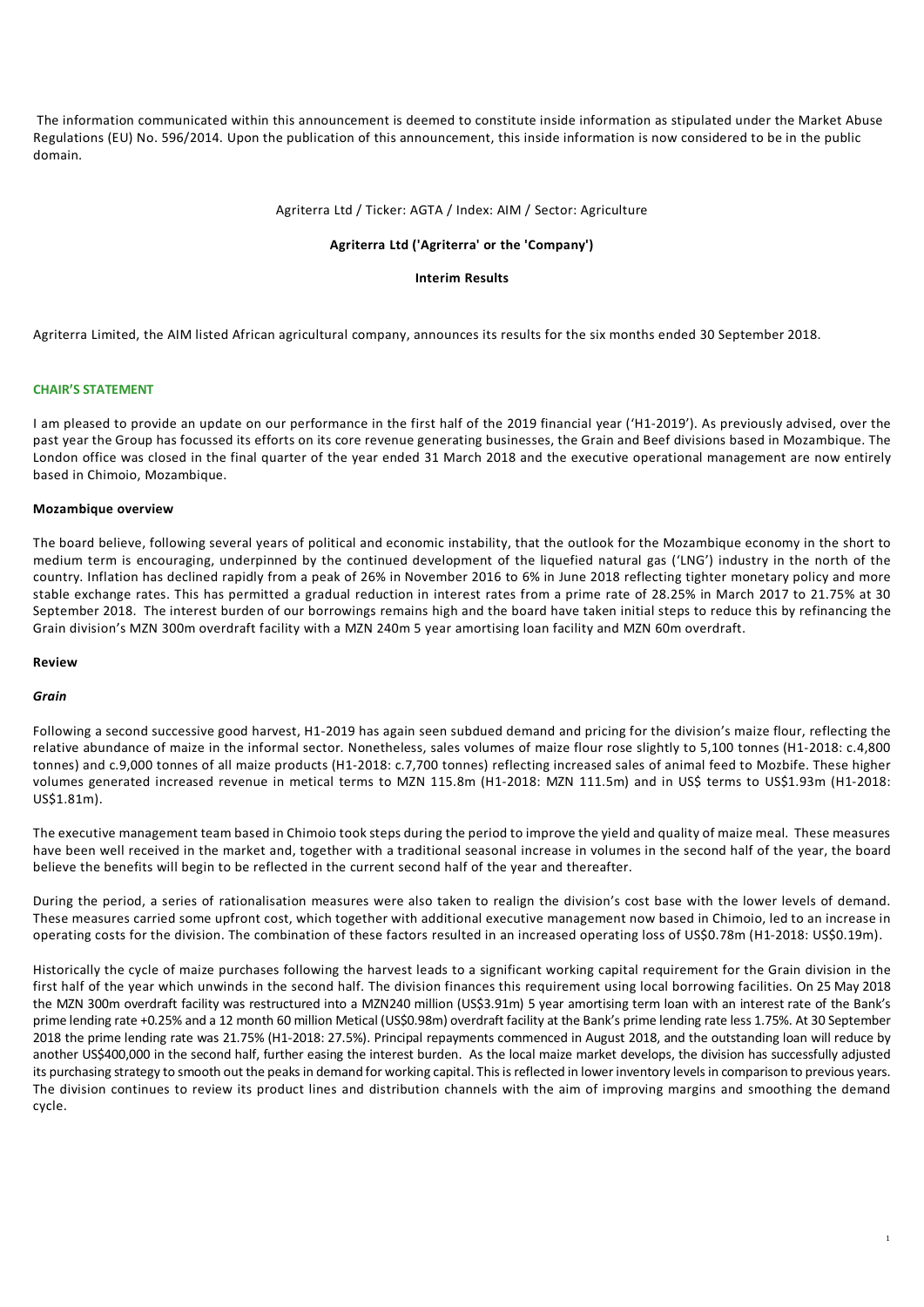The information communicated within this announcement is deemed to constitute inside information as stipulated under the Market Abuse Regulations (EU) No. 596/2014. Upon the publication of this announcement, this inside information is now considered to be in the public domain.

Agriterra Ltd / Ticker: AGTA / Index: AIM / Sector: Agriculture

**Agriterra Ltd ('Agriterra' or the 'Company')**

**Interim Results**

Agriterra Limited, the AIM listed African agricultural company, announces its results for the six months ended 30 September 2018.

## CHAIR'S STATEMENT

I am pleased to provide an update on our performance in the first half of the 2019 financial year ('H1-2019'). As previously advised, over the past year the Group has focussed its efforts on its core revenue generating businesses, the Grain and Beef divisions based in Mozambique. The London office was closed in the final quarter of the year ended 31 March 2018 and the executive operational management are now entirely based in Chimoio, Mozambique.

### Mozambique overview

The board believe, following several years of political and economic instability, that the outlook for the Mozambique economy in the short to medium term is encouraging, underpinned by the continued development of the liquefied natural gas ('LNG') industry in the north of the country. Inflation has declined rapidly from a peak of 26% in November 2016 to 6% in June 2018 reflecting tighter monetary policy and more stable exchange rates. This has permitted a gradual reduction in interest rates from a prime rate of 28.25% in March 2017 to 21.75% at 30 September 2018. The interest burden of our borrowings remains high and the board have taken initial steps to reduce this by refinancing the Grain division's MZN 300m overdraft facility with a MZN 240m 5 year amortising loan facility and MZN 60m overdraft.

### Review

#### *Grain*

Following a second successive good harvest, H1-2019 has again seen subdued demand and pricing for the division's maize flour, reflecting the relative abundance of maize in the informal sector. Nonetheless, sales volumes of maize flour rose slightly to 5,100 tonnes (H1-2018: c.4,800 tonnes) and c.9,000 tonnes of all maize products (H1-2018: c.7,700 tonnes) reflecting increased sales of animal feed to Mozbife. These higher volumes generated increased revenue in metical terms to MZN 115.8m (H1-2018: MZN 111.5m) and in US$ terms to US$1.93m (H1-2018: US$1.81m).

The executive management team based in Chimoio took steps during the period to improve the yield and quality of maize meal. These measures have been well received in the market and, together with a traditional seasonal increase in volumes in the second half of the year, the board believe the benefits will begin to be reflected in the current second half of the year and thereafter.

During the period, a series of rationalisation measures were also taken to realign the division's cost base with the lower levels of demand. These measures carried some upfront cost, which together with additional executive management now based in Chimoio, led to an increase in operating costs for the division. The combination of these factors resulted in an increased operating loss of US$0.78m (H1-2018: US$0.19m).

Historically the cycle of maize purchases following the harvest leads to a significant working capital requirement for the Grain division in the first half of the year which unwinds in the second half. The division finances this requirement using local borrowing facilities. On 25 May 2018 the MZN 300m overdraft facility was restructured into a MZN240 million (US$3.91m) 5 year amortising term loan with an interest rate of the Bank's prime lending rate +0.25% and a 12 month 60 million Metical (US$0.98m) overdraft facility at the Bank's prime lending rate less 1.75%. At 30 September 2018 the prime lending rate was 21.75% (H1-2018: 27.5%). Principal repayments commenced in August 2018, and the outstanding loan will reduce by another US$400,000 in the second half, further easing the interest burden. As the local maize market develops, the division has successfully adjusted its purchasing strategy to smooth out the peaks in demand for working capital. This is reflected in lower inventory levels in comparison to previous years. The division continues to review its product lines and distribution channels with the aim of improving margins and smoothing the demand cycle.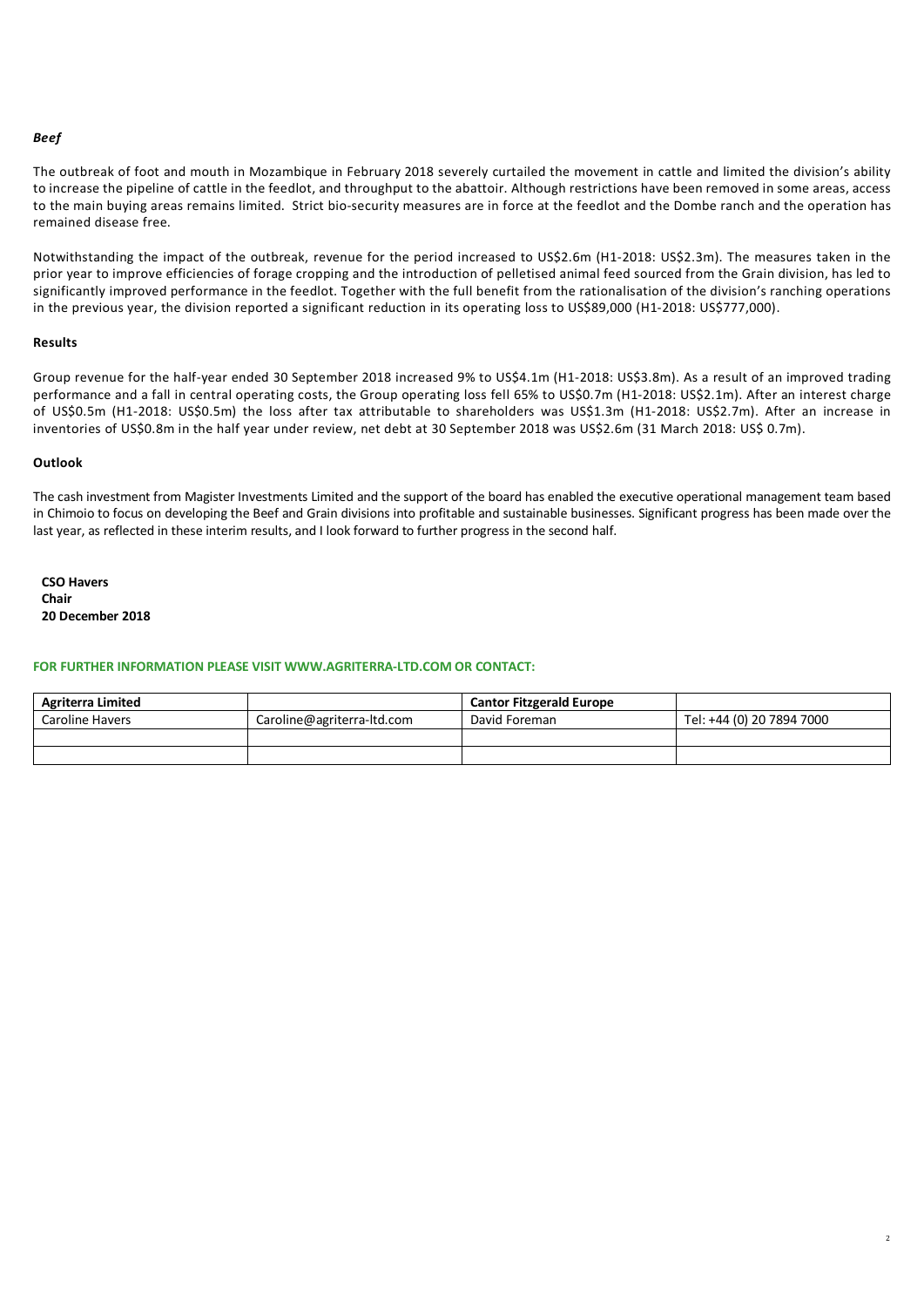### *Beef*

The outbreak of foot and mouth in Mozambique in February 2018 severely curtailed the movement in cattle and limited the division's ability to increase the pipeline of cattle in the feedlot, and throughput to the abattoir. Although restrictions have been removed in some areas, access to the main buying areas remains limited. Strict bio-security measures are in force at the feedlot and the Dombe ranch and the operation has remained disease free.

Notwithstanding the impact of the outbreak, revenue for the period increased to US$2.6m (H1-2018: US$2.3m). The measures taken in the prior year to improve efficiencies of forage cropping and the introduction of pelletised animal feed sourced from the Grain division, has led to significantly improved performance in the feedlot. Together with the full benefit from the rationalisation of the division's ranching operations in the previous year, the division reported a significant reduction in its operating loss to US$89,000 (H1-2018: US$777,000).

### Results

Group revenue for the half-year ended 30 September 2018 increased 9% to US$4.1m (H1-2018: US$3.8m). As a result of an improved trading performance and a fall in central operating costs, the Group operating loss fell 65% to US$0.7m (H1-2018: US$2.1m). After an interest charge of US$0.5m (H1-2018: US$0.5m) the loss after tax attributable to shareholders was US$1.3m (H1-2018: US$2.7m). After an increase in inventories of US$0.8m in the half year under review, net debt at 30 September 2018 was US$2.6m (31 March 2018: US$ 0.7m).

### Outlook

The cash investment from Magister Investments Limited and the support of the board has enabled the executive operational management team based in Chimoio to focus on developing the Beef and Grain divisions into profitable and sustainable businesses. Significant progress has been made over the last year, as reflected in these interim results, and I look forward to further progress in the second half.

**CSO Havers**
**Chair**
**20 December 2018**

**FOR FURTHER INFORMATION PLEASE VISIT WWW.AGRITERRA-LTD.COM OR CONTACT:**

| Agriterra Limited | | Cantor Fitzgerald Europe | |
|---|---|---|---|
| Caroline Havers | Caroline@agriterra-ltd.com | David Foreman | Tel: +44 (0) 20 7894 7000 |
| | | | |
| | | | |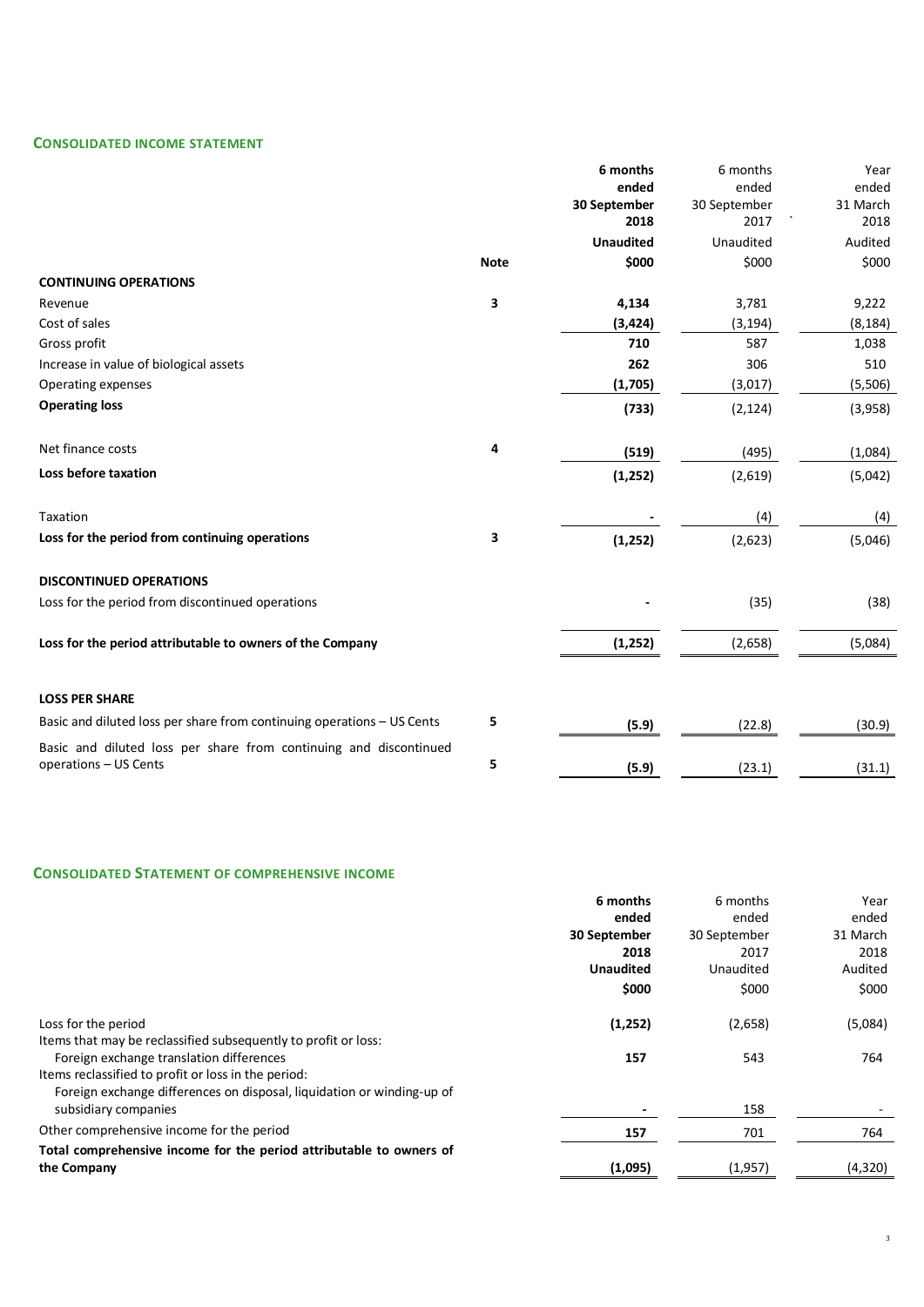## CONSOLIDATED INCOME STATEMENT

| | Note | 6 months ended 30 September 2018 | 6 months ended 30 September 2017 | Year ended 31 March 2018 |
|---|---|---|---|---|
| | | **Unaudited** | Unaudited | Audited |
| | | **$000** | $000 | $000 |
| **CONTINUING OPERATIONS** | | | | |
| Revenue | 3 | **4,134** | 3,781 | 9,222 |
| Cost of sales | | **(3,424)** | (3,194) | (8,184) |
| Gross profit | | **710** | 587 | 1,038 |
| Increase in value of biological assets | | **262** | 306 | 510 |
| Operating expenses | | **(1,705)** | (3,017) | (5,506) |
| **Operating loss** | | **(733)** | (2,124) | (3,958) |
| Net finance costs | 4 | **(519)** | (495) | (1,084) |
| **Loss before taxation** | | **(1,252)** | (2,619) | (5,042) |
| Taxation | | **-** | (4) | (4) |
| **Loss for the period from continuing operations** | 3 | **(1,252)** | (2,623) | (5,046) |
| **DISCONTINUED OPERATIONS** | | | | |
| Loss for the period from discontinued operations | | **-** | (35) | (38) |
| **Loss for the period attributable to owners of the Company** | | **(1,252)** | (2,658) | (5,084) |
| **LOSS PER SHARE** | | | | |
| Basic and diluted loss per share from continuing operations – US Cents | 5 | **(5.9)** | (22.8) | (30.9) |
| Basic and diluted loss per share from continuing and discontinued operations – US Cents | 5 | **(5.9)** | (23.1) | (31.1) |

## CONSOLIDATED STATEMENT OF COMPREHENSIVE INCOME

| | 6 months ended 30 September 2018 | 6 months ended 30 September 2017 | Year ended 31 March 2018 |
|---|---|---|---|
| | **Unaudited** | Unaudited | Audited |
| | **$000** | $000 | $000 |
| Loss for the period | **(1,252)** | (2,658) | (5,084) |
| Items that may be reclassified subsequently to profit or loss: | | | |
| Foreign exchange translation differences | **157** | 543 | 764 |
| Items reclassified to profit or loss in the period: | | | |
| Foreign exchange differences on disposal, liquidation or winding-up of subsidiary companies | **-** | 158 | - |
| Other comprehensive income for the period | **157** | 701 | 764 |
| **Total comprehensive income for the period attributable to owners of the Company** | **(1,095)** | (1,957) | (4,320) |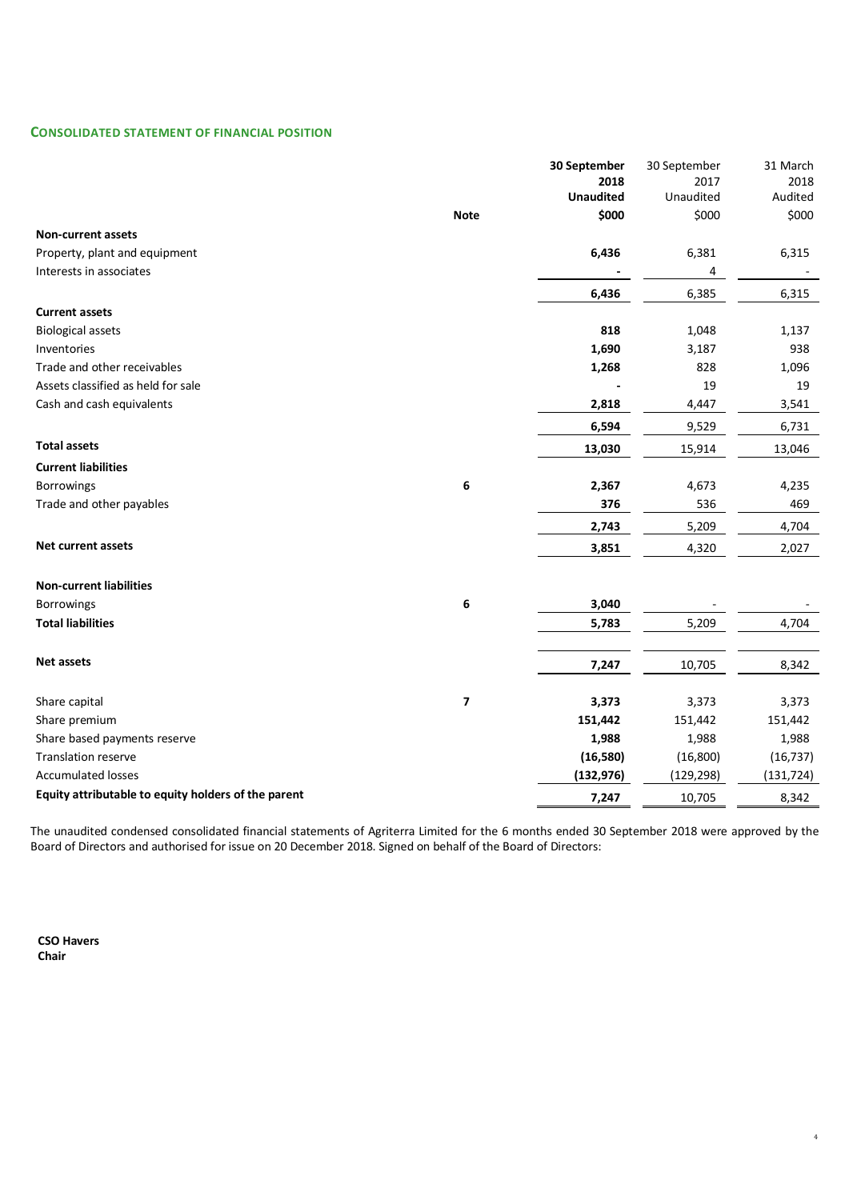## CONSOLIDATED STATEMENT OF FINANCIAL POSITION

| | Note | **30 September 2018 Unaudited** | 30 September 2017 Unaudited | 31 March 2018 Audited |
|---|---|---|---|---|
| | | **$000** | $000 | $000 |
| **Non-current assets** | | | | |
| Property, plant and equipment | | **6,436** | 6,381 | 6,315 |
| Interests in associates | | **-** | 4 | - |
| | | **6,436** | 6,385 | 6,315 |
| **Current assets** | | | | |
| Biological assets | | **818** | 1,048 | 1,137 |
| Inventories | | **1,690** | 3,187 | 938 |
| Trade and other receivables | | **1,268** | 828 | 1,096 |
| Assets classified as held for sale | | **-** | 19 | 19 |
| Cash and cash equivalents | | **2,818** | 4,447 | 3,541 |
| | | **6,594** | 9,529 | 6,731 |
| **Total assets** | | **13,030** | 15,914 | 13,046 |
| **Current liabilities** | | | | |
| Borrowings | 6 | **2,367** | 4,673 | 4,235 |
| Trade and other payables | | **376** | 536 | 469 |
| | | **2,743** | 5,209 | 4,704 |
| **Net current assets** | | **3,851** | 4,320 | 2,027 |
| **Non-current liabilities** | | | | |
| Borrowings | 6 | **3,040** | - | - |
| **Total liabilities** | | **5,783** | 5,209 | 4,704 |
| **Net assets** | | **7,247** | 10,705 | 8,342 |
| Share capital | 7 | **3,373** | 3,373 | 3,373 |
| Share premium | | **151,442** | 151,442 | 151,442 |
| Share based payments reserve | | **1,988** | 1,988 | 1,988 |
| Translation reserve | | **(16,580)** | (16,800) | (16,737) |
| Accumulated losses | | **(132,976)** | (129,298) | (131,724) |
| **Equity attributable to equity holders of the parent** | | **7,247** | 10,705 | 8,342 |

The unaudited condensed consolidated financial statements of Agriterra Limited for the 6 months ended 30 September 2018 were approved by the Board of Directors and authorised for issue on 20 December 2018. Signed on behalf of the Board of Directors:

**CSO Havers**
**Chair**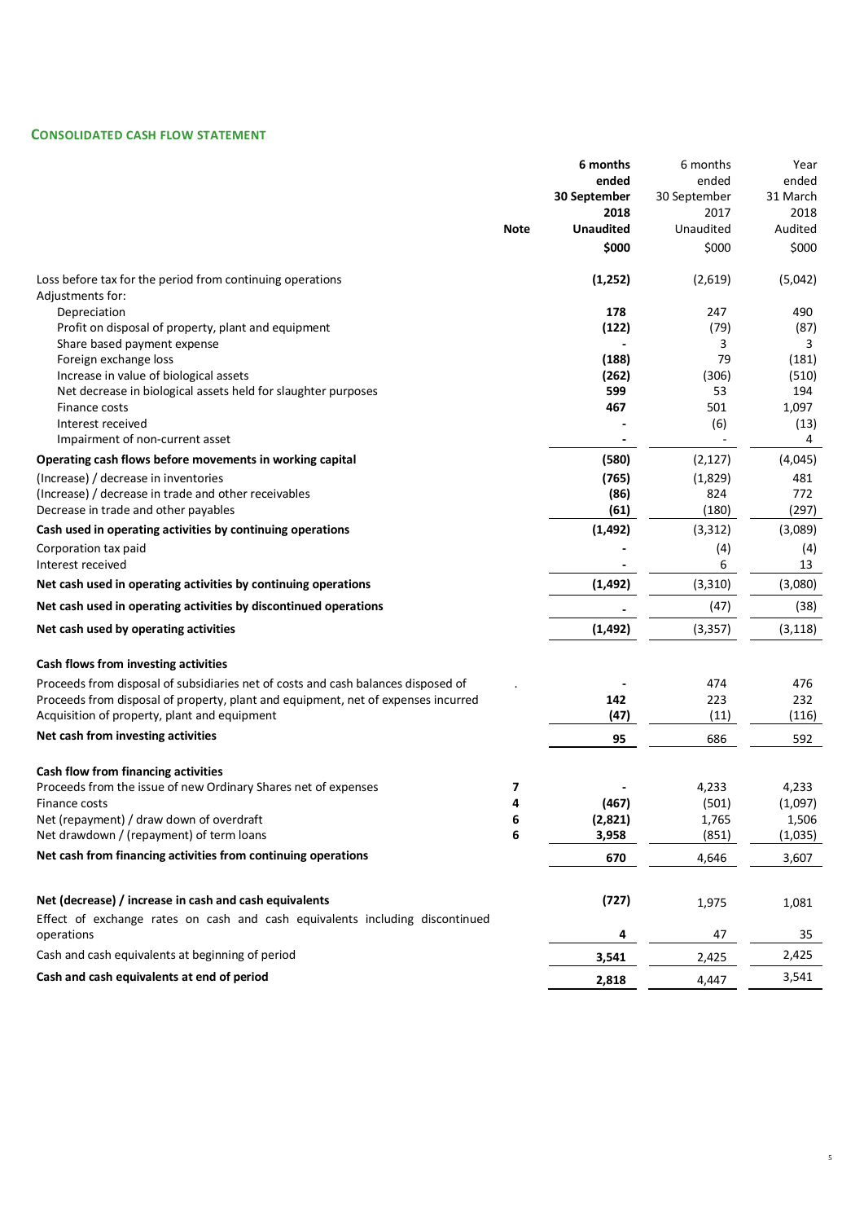## CONSOLIDATED CASH FLOW STATEMENT

| | Note | 6 months ended 30 September 2018 Unaudited $000 | 6 months ended 30 September 2017 Unaudited $000 | Year ended 31 March 2018 Audited $000 |
|---|---|---|---|---|
| Loss before tax for the period from continuing operations | | **(1,252)** | (2,619) | (5,042) |
| Adjustments for: | | | | |
| Depreciation | | **178** | 247 | 490 |
| Profit on disposal of property, plant and equipment | | **(122)** | (79) | (87) |
| Share based payment expense | | **-** | 3 | 3 |
| Foreign exchange loss | | **(188)** | 79 | (181) |
| Increase in value of biological assets | | **(262)** | (306) | (510) |
| Net decrease in biological assets held for slaughter purposes | | **599** | 53 | 194 |
| Finance costs | | **467** | 501 | 1,097 |
| Interest received | | **-** | (6) | (13) |
| Impairment of non-current asset | | **-** | - | 4 |
| **Operating cash flows before movements in working capital** | | **(580)** | (2,127) | (4,045) |
| (Increase) / decrease in inventories | | **(765)** | (1,829) | 481 |
| (Increase) / decrease in trade and other receivables | | **(86)** | 824 | 772 |
| Decrease in trade and other payables | | **(61)** | (180) | (297) |
| **Cash used in operating activities by continuing operations** | | **(1,492)** | (3,312) | (3,089) |
| Corporation tax paid | | **-** | (4) | (4) |
| Interest received | | **-** | 6 | 13 |
| **Net cash used in operating activities by continuing operations** | | **(1,492)** | (3,310) | (3,080) |
| **Net cash used in operating activities by discontinued operations** | | **-** | (47) | (38) |
| **Net cash used by operating activities** | | **(1,492)** | (3,357) | (3,118) |
| **Cash flows from investing activities** | | | | |
| Proceeds from disposal of subsidiaries net of costs and cash balances disposed of | . | **-** | 474 | 476 |
| Proceeds from disposal of property, plant and equipment, net of expenses incurred | | **142** | 223 | 232 |
| Acquisition of property, plant and equipment | | **(47)** | (11) | (116) |
| **Net cash from investing activities** | | **95** | 686 | 592 |
| **Cash flow from financing activities** | | | | |
| Proceeds from the issue of new Ordinary Shares net of expenses | 7 | **-** | 4,233 | 4,233 |
| Finance costs | 4 | **(467)** | (501) | (1,097) |
| Net (repayment) / draw down of overdraft | 6 | **(2,821)** | 1,765 | 1,506 |
| Net drawdown / (repayment) of term loans | 6 | **3,958** | (851) | (1,035) |
| **Net cash from financing activities from continuing operations** | | **670** | 4,646 | 3,607 |
| **Net (decrease) / increase in cash and cash equivalents** | | **(727)** | 1,975 | 1,081 |
| Effect of exchange rates on cash and cash equivalents including discontinued operations | | **4** | 47 | 35 |
| Cash and cash equivalents at beginning of period | | **3,541** | 2,425 | 2,425 |
| **Cash and cash equivalents at end of period** | | **2,818** | 4,447 | 3,541 |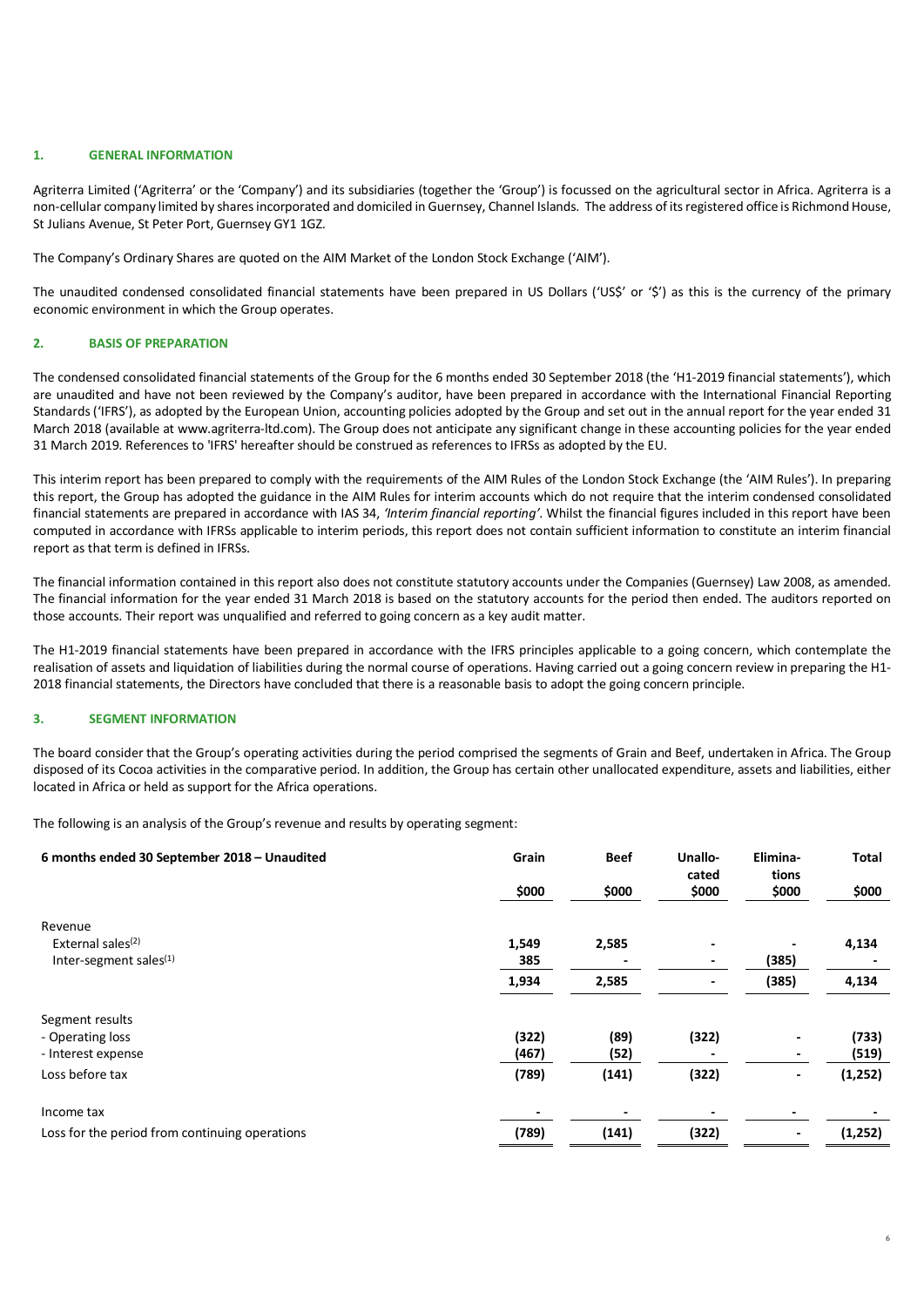## 1. GENERAL INFORMATION

Agriterra Limited ('Agriterra' or the 'Company') and its subsidiaries (together the 'Group') is focussed on the agricultural sector in Africa. Agriterra is a non-cellular company limited by shares incorporated and domiciled in Guernsey, Channel Islands. The address of its registered office is Richmond House, St Julians Avenue, St Peter Port, Guernsey GY1 1GZ.

The Company's Ordinary Shares are quoted on the AIM Market of the London Stock Exchange ('AIM').

The unaudited condensed consolidated financial statements have been prepared in US Dollars ('US$' or '$') as this is the currency of the primary economic environment in which the Group operates.

## 2. BASIS OF PREPARATION

The condensed consolidated financial statements of the Group for the 6 months ended 30 September 2018 (the 'H1-2019 financial statements'), which are unaudited and have not been reviewed by the Company's auditor, have been prepared in accordance with the International Financial Reporting Standards ('IFRS'), as adopted by the European Union, accounting policies adopted by the Group and set out in the annual report for the year ended 31 March 2018 (available at www.agriterra-ltd.com). The Group does not anticipate any significant change in these accounting policies for the year ended 31 March 2019. References to 'IFRS' hereafter should be construed as references to IFRSs as adopted by the EU.

This interim report has been prepared to comply with the requirements of the AIM Rules of the London Stock Exchange (the 'AIM Rules'). In preparing this report, the Group has adopted the guidance in the AIM Rules for interim accounts which do not require that the interim condensed consolidated financial statements are prepared in accordance with IAS 34, *'Interim financial reporting'*. Whilst the financial figures included in this report have been computed in accordance with IFRSs applicable to interim periods, this report does not contain sufficient information to constitute an interim financial report as that term is defined in IFRSs.

The financial information contained in this report also does not constitute statutory accounts under the Companies (Guernsey) Law 2008, as amended. The financial information for the year ended 31 March 2018 is based on the statutory accounts for the period then ended. The auditors reported on those accounts. Their report was unqualified and referred to going concern as a key audit matter.

The H1-2019 financial statements have been prepared in accordance with the IFRS principles applicable to a going concern, which contemplate the realisation of assets and liquidation of liabilities during the normal course of operations. Having carried out a going concern review in preparing the H1-2018 financial statements, the Directors have concluded that there is a reasonable basis to adopt the going concern principle.

## 3. SEGMENT INFORMATION

The board consider that the Group's operating activities during the period comprised the segments of Grain and Beef, undertaken in Africa. The Group disposed of its Cocoa activities in the comparative period. In addition, the Group has certain other unallocated expenditure, assets and liabilities, either located in Africa or held as support for the Africa operations.

The following is an analysis of the Group's revenue and results by operating segment:

| 6 months ended 30 September 2018 – Unaudited | Grain | Beef | Unallocated | Eliminations | Total |
|---|---|---|---|---|---|
| | $000 | $000 | $000 | $000 | $000 |
| Revenue | | | | | |
| External sales[2] | 1,549 | 2,585 | - | - | 4,134 |
| Inter-segment sales[1] | 385 | - | - | (385) | - |
| | 1,934 | 2,585 | - | (385) | 4,134 |
| Segment results | | | | | |
| - Operating loss | (322) | (89) | (322) | - | (733) |
| - Interest expense | (467) | (52) | - | - | (519) |
| Loss before tax | (789) | (141) | (322) | - | (1,252) |
| Income tax | - | - | - | - | - |
| Loss for the period from continuing operations | (789) | (141) | (322) | - | (1,252) |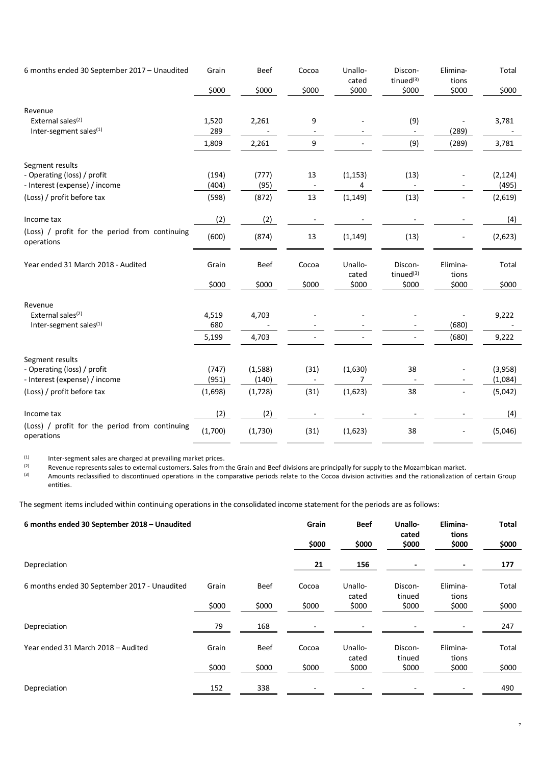| 6 months ended 30 September 2017 – Unaudited | Grain | Beef | Cocoa | Unallo-cated | Discon-tinued[3] | Elimina-tions | Total |
|---|---|---|---|---|---|---|---|
| | $000 | $000 | $000 | $000 | $000 | $000 | $000 |
| Revenue | | | | | | | |
| External sales[2] | 1,520 | 2,261 | 9 | - | (9) | - | 3,781 |
| Inter-segment sales[1] | 289 | - | - | - | - | (289) | - |
| | 1,809 | 2,261 | 9 | - | (9) | (289) | 3,781 |
| Segment results | | | | | | | |
| - Operating (loss) / profit | (194) | (777) | 13 | (1,153) | (13) | - | (2,124) |
| - Interest (expense) / income | (404) | (95) | - | 4 | - | - | (495) |
| (Loss) / profit before tax | (598) | (872) | 13 | (1,149) | (13) | - | (2,619) |
| Income tax | (2) | (2) | - | - | - | - | (4) |
| (Loss) / profit for the period from continuing operations | (600) | (874) | 13 | (1,149) | (13) | - | (2,623) |

| Year ended 31 March 2018 - Audited | Grain | Beef | Cocoa | Unallo-cated | Discon-tinued[3] | Elimina-tions | Total |
|---|---|---|---|---|---|---|---|
| | $000 | $000 | $000 | $000 | $000 | $000 | $000 |
| Revenue | | | | | | | |
| External sales[2] | 4,519 | 4,703 | - | - | - | - | 9,222 |
| Inter-segment sales[1] | 680 | - | - | - | - | (680) | - |
| | 5,199 | 4,703 | - | - | - | (680) | 9,222 |
| Segment results | | | | | | | |
| - Operating (loss) / profit | (747) | (1,588) | (31) | (1,630) | 38 | - | (3,958) |
| - Interest (expense) / income | (951) | (140) | - | 7 | - | - | (1,084) |
| (Loss) / profit before tax | (1,698) | (1,728) | (31) | (1,623) | 38 | - | (5,042) |
| Income tax | (2) | (2) | - | - | - | - | (4) |
| (Loss) / profit for the period from continuing operations | (1,700) | (1,730) | (31) | (1,623) | 38 | - | (5,046) |

(1) Inter-segment sales are charged at prevailing market prices.

(2) Revenue represents sales to external customers. Sales from the Grain and Beef divisions are principally for supply to the Mozambican market.

(3) Amounts reclassified to discontinued operations in the comparative periods relate to the Cocoa division activities and the rationalization of certain Group entities.

The segment items included within continuing operations in the consolidated income statement for the periods are as follows:

| **6 months ended 30 September 2018 – Unaudited** | **Grain** | **Beef** | **Unallo-cated** | **Elimina-tions** | **Total** |
|---|---|---|---|---|---|
| | **$000** | **$000** | **$000** | **$000** | **$000** |
| Depreciation | **21** | **156** | **-** | **-** | **177** |

| 6 months ended 30 September 2017 - Unaudited | Grain | Beef | Cocoa | Unallo-cated | Discon-tinued | Elimina-tions | Total |
|---|---|---|---|---|---|---|---|
| | $000 | $000 | $000 | $000 | $000 | $000 | $000 |
| Depreciation | 79 | 168 | - | - | - | - | 247 |

| Year ended 31 March 2018 – Audited | Grain | Beef | Cocoa | Unallo-cated | Discon-tinued | Elimina-tions | Total |
|---|---|---|---|---|---|---|---|
| | $000 | $000 | $000 | $000 | $000 | $000 | $000 |
| Depreciation | 152 | 338 | - | - | - | - | 490 |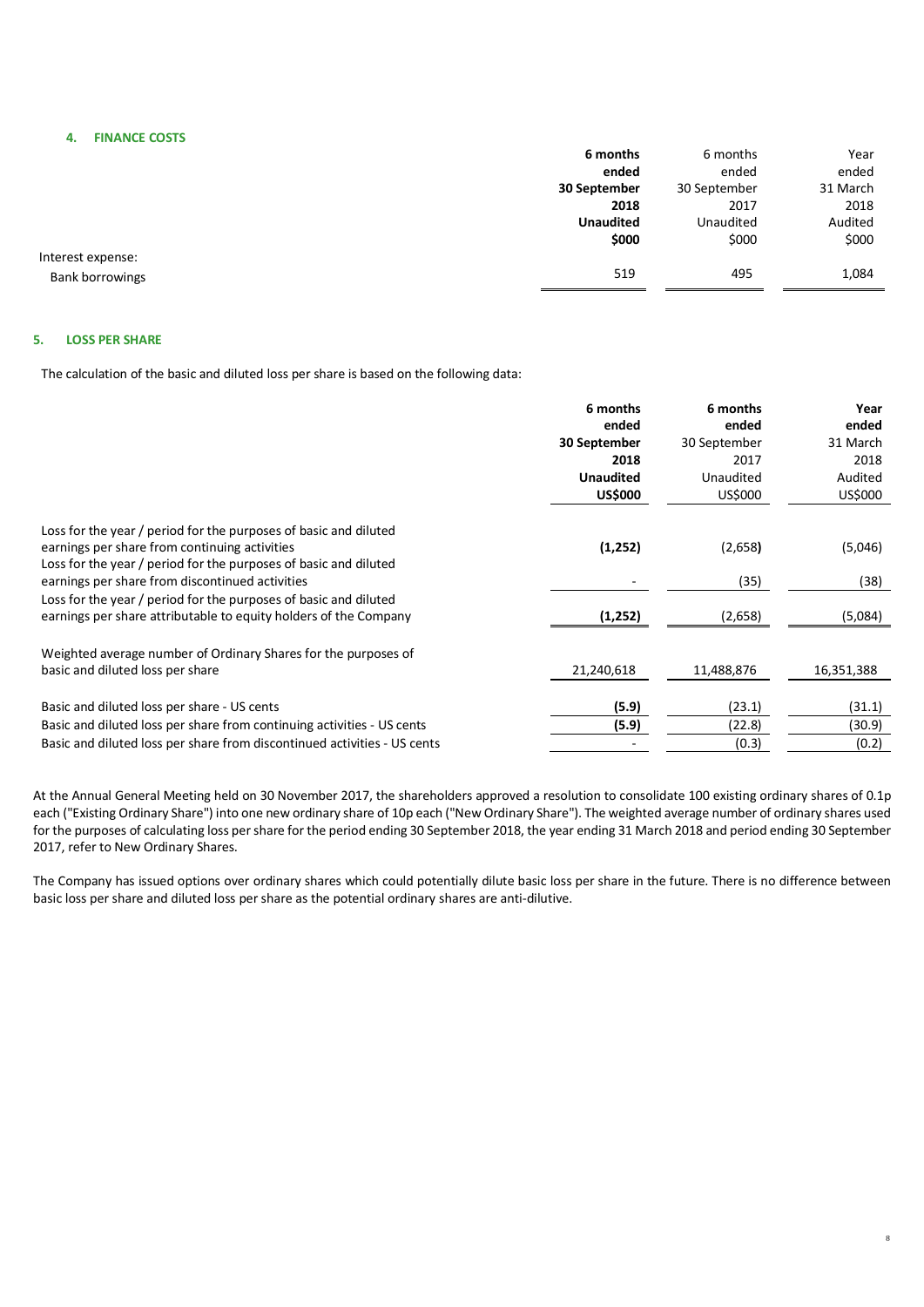## 4. FINANCE COSTS

| | **6 months ended 30 September 2018 Unaudited $000** | 6 months ended 30 September 2017 Unaudited $000 | Year ended 31 March 2018 Audited $000 |
|---|---|---|---|
| Interest expense: | | | |
| Bank borrowings | 519 | 495 | 1,084 |

## 5. LOSS PER SHARE

The calculation of the basic and diluted loss per share is based on the following data:

| | **6 months ended 30 September 2018 Unaudited US$000** | **6 months ended** 30 September 2017 Unaudited US$000 | **Year ended** 31 March 2018 Audited US$000 |
|---|---|---|---|
| Loss for the year / period for the purposes of basic and diluted earnings per share from continuing activities | **(1,252)** | (2,658**)** | (5,046) |
| Loss for the year / period for the purposes of basic and diluted earnings per share from discontinued activities | - | (35) | (38) |
| Loss for the year / period for the purposes of basic and diluted earnings per share attributable to equity holders of the Company | **(1,252)** | (2,658) | (5,084) |
| Weighted average number of Ordinary Shares for the purposes of basic and diluted loss per share | 21,240,618 | 11,488,876 | 16,351,388 |
| Basic and diluted loss per share - US cents | **(5.9)** | (23.1) | (31.1) |
| Basic and diluted loss per share from continuing activities - US cents | **(5.9)** | (22.8) | (30.9) |
| Basic and diluted loss per share from discontinued activities - US cents | - | (0.3) | (0.2) |

At the Annual General Meeting held on 30 November 2017, the shareholders approved a resolution to consolidate 100 existing ordinary shares of 0.1p each ("Existing Ordinary Share") into one new ordinary share of 10p each ("New Ordinary Share"). The weighted average number of ordinary shares used for the purposes of calculating loss per share for the period ending 30 September 2018, the year ending 31 March 2018 and period ending 30 September 2017, refer to New Ordinary Shares.

The Company has issued options over ordinary shares which could potentially dilute basic loss per share in the future. There is no difference between basic loss per share and diluted loss per share as the potential ordinary shares are anti-dilutive.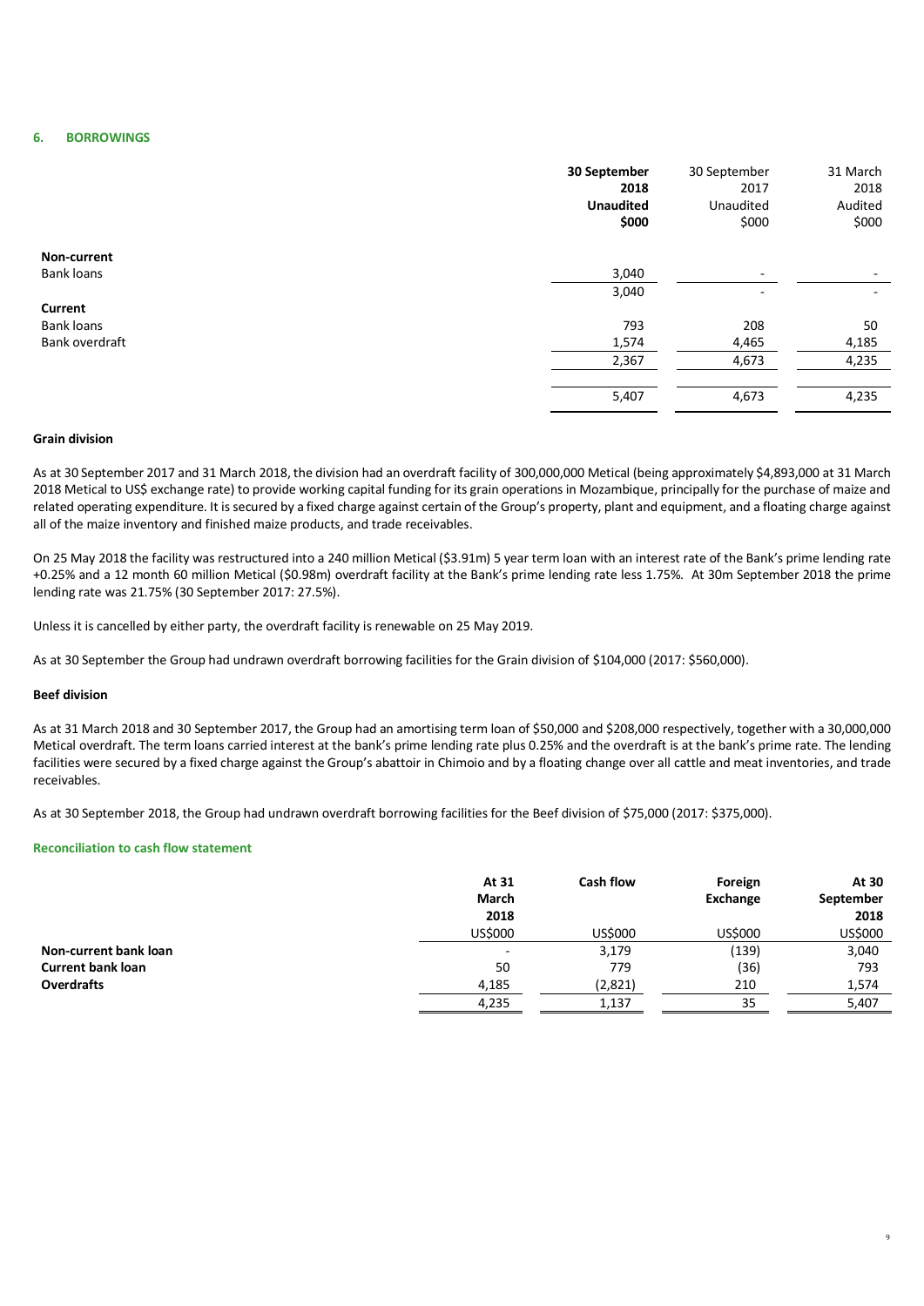## 6. BORROWINGS

| | 30 September 2018 Unaudited $000 | 30 September 2017 Unaudited $000 | 31 March 2018 Audited $000 |
|---|---|---|---|
| **Non-current** | | | |
| Bank loans | 3,040 | - | - |
| | 3,040 | - | - |
| **Current** | | | |
| Bank loans | 793 | 208 | 50 |
| Bank overdraft | 1,574 | 4,465 | 4,185 |
| | 2,367 | 4,673 | 4,235 |
| | 5,407 | 4,673 | 4,235 |

### Grain division

As at 30 September 2017 and 31 March 2018, the division had an overdraft facility of 300,000,000 Metical (being approximately $4,893,000 at 31 March 2018 Metical to US$ exchange rate) to provide working capital funding for its grain operations in Mozambique, principally for the purchase of maize and related operating expenditure. It is secured by a fixed charge against certain of the Group's property, plant and equipment, and a floating charge against all of the maize inventory and finished maize products, and trade receivables.

On 25 May 2018 the facility was restructured into a 240 million Metical ($3.91m) 5 year term loan with an interest rate of the Bank's prime lending rate +0.25% and a 12 month 60 million Metical ($0.98m) overdraft facility at the Bank's prime lending rate less 1.75%. At 30m September 2018 the prime lending rate was 21.75% (30 September 2017: 27.5%).

Unless it is cancelled by either party, the overdraft facility is renewable on 25 May 2019.

As at 30 September the Group had undrawn overdraft borrowing facilities for the Grain division of $104,000 (2017: $560,000).

### Beef division

As at 31 March 2018 and 30 September 2017, the Group had an amortising term loan of $50,000 and $208,000 respectively, together with a 30,000,000 Metical overdraft. The term loans carried interest at the bank's prime lending rate plus 0.25% and the overdraft is at the bank's prime rate. The lending facilities were secured by a fixed charge against the Group's abattoir in Chimoio and by a floating change over all cattle and meat inventories, and trade receivables.

As at 30 September 2018, the Group had undrawn overdraft borrowing facilities for the Beef division of $75,000 (2017: $375,000).

### Reconciliation to cash flow statement

| | At 31 March 2018 US$000 | Cash flow US$000 | Foreign Exchange US$000 | At 30 September 2018 US$000 |
|---|---|---|---|---|
| **Non-current bank loan** | - | 3,179 | (139) | 3,040 |
| **Current bank loan** | 50 | 779 | (36) | 793 |
| **Overdrafts** | 4,185 | (2,821) | 210 | 1,574 |
| | 4,235 | 1,137 | 35 | 5,407 |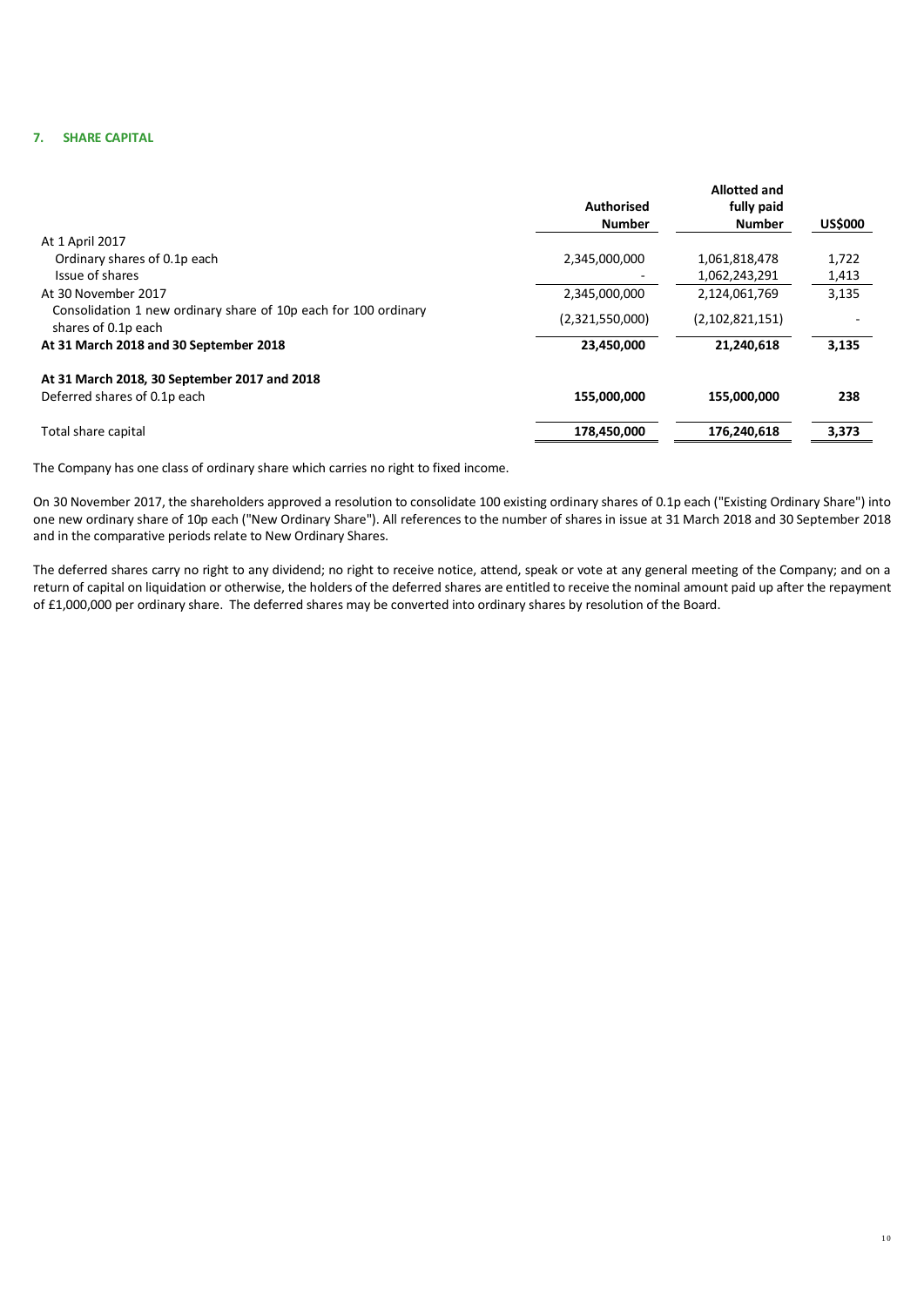## 7. SHARE CAPITAL

| | Authorised Number | Allotted and fully paid Number | US$000 |
|---|---|---|---|
| At 1 April 2017 | | | |
| Ordinary shares of 0.1p each | 2,345,000,000 | 1,061,818,478 | 1,722 |
| Issue of shares | - | 1,062,243,291 | 1,413 |
| At 30 November 2017 | 2,345,000,000 | 2,124,061,769 | 3,135 |
| Consolidation 1 new ordinary share of 10p each for 100 ordinary shares of 0.1p each | (2,321,550,000) | (2,102,821,151) | - |
| **At 31 March 2018 and 30 September 2018** | **23,450,000** | **21,240,618** | **3,135** |
| **At 31 March 2018, 30 September 2017 and 2018** | | | |
| Deferred shares of 0.1p each | **155,000,000** | **155,000,000** | **238** |
| Total share capital | **178,450,000** | **176,240,618** | **3,373** |

The Company has one class of ordinary share which carries no right to fixed income.

On 30 November 2017, the shareholders approved a resolution to consolidate 100 existing ordinary shares of 0.1p each ("Existing Ordinary Share") into one new ordinary share of 10p each ("New Ordinary Share"). All references to the number of shares in issue at 31 March 2018 and 30 September 2018 and in the comparative periods relate to New Ordinary Shares.

The deferred shares carry no right to any dividend; no right to receive notice, attend, speak or vote at any general meeting of the Company; and on a return of capital on liquidation or otherwise, the holders of the deferred shares are entitled to receive the nominal amount paid up after the repayment of £1,000,000 per ordinary share. The deferred shares may be converted into ordinary shares by resolution of the Board.